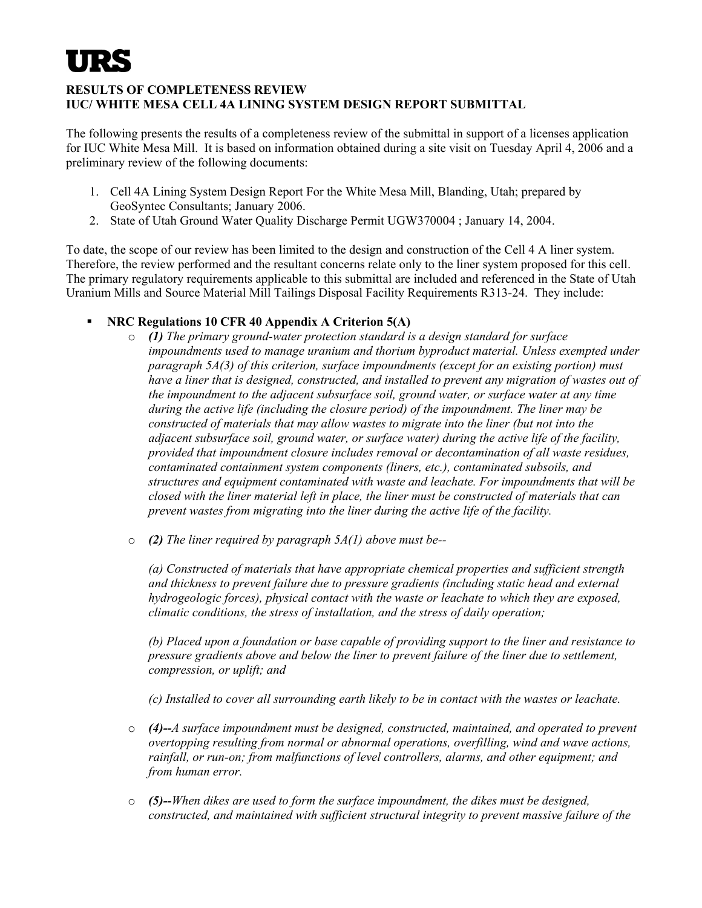# URS

**RESULTS OF COMPLETENESS REVIEW**
**IUC/ WHITE MESA CELL 4A LINING SYSTEM DESIGN REPORT SUBMITTAL**

The following presents the results of a completeness review of the submittal in support of a licenses application for IUC White Mesa Mill. It is based on information obtained during a site visit on Tuesday April 4, 2006 and a preliminary review of the following documents:

1. Cell 4A Lining System Design Report For the White Mesa Mill, Blanding, Utah; prepared by GeoSyntec Consultants; January 2006.
2. State of Utah Ground Water Quality Discharge Permit UGW370004 ; January 14, 2004.

To date, the scope of our review has been limited to the design and construction of the Cell 4 A liner system. Therefore, the review performed and the resultant concerns relate only to the liner system proposed for this cell. The primary regulatory requirements applicable to this submittal are included and referenced in the State of Utah Uranium Mills and Source Material Mill Tailings Disposal Facility Requirements R313-24. They include:

- **NRC Regulations 10 CFR 40 Appendix A Criterion 5(A)**
  - ***(1)*** *The primary ground-water protection standard is a design standard for surface impoundments used to manage uranium and thorium byproduct material. Unless exempted under paragraph 5A(3) of this criterion, surface impoundments (except for an existing portion) must have a liner that is designed, constructed, and installed to prevent any migration of wastes out of the impoundment to the adjacent subsurface soil, ground water, or surface water at any time during the active life (including the closure period) of the impoundment. The liner may be constructed of materials that may allow wastes to migrate into the liner (but not into the adjacent subsurface soil, ground water, or surface water) during the active life of the facility, provided that impoundment closure includes removal or decontamination of all waste residues, contaminated containment system components (liners, etc.), contaminated subsoils, and structures and equipment contaminated with waste and leachate. For impoundments that will be closed with the liner material left in place, the liner must be constructed of materials that can prevent wastes from migrating into the liner during the active life of the facility.*
  - ***(2)*** *The liner required by paragraph 5A(1) above must be--*

    *(a) Constructed of materials that have appropriate chemical properties and sufficient strength and thickness to prevent failure due to pressure gradients (including static head and external hydrogeologic forces), physical contact with the waste or leachate to which they are exposed, climatic conditions, the stress of installation, and the stress of daily operation;*

    *(b) Placed upon a foundation or base capable of providing support to the liner and resistance to pressure gradients above and below the liner to prevent failure of the liner due to settlement, compression, or uplift; and*

    *(c) Installed to cover all surrounding earth likely to be in contact with the wastes or leachate.*
  - ***(4)--****A surface impoundment must be designed, constructed, maintained, and operated to prevent overtopping resulting from normal or abnormal operations, overfilling, wind and wave actions, rainfall, or run-on; from malfunctions of level controllers, alarms, and other equipment; and from human error.*
  - ***(5)--****When dikes are used to form the surface impoundment, the dikes must be designed, constructed, and maintained with sufficient structural integrity to prevent massive failure of the*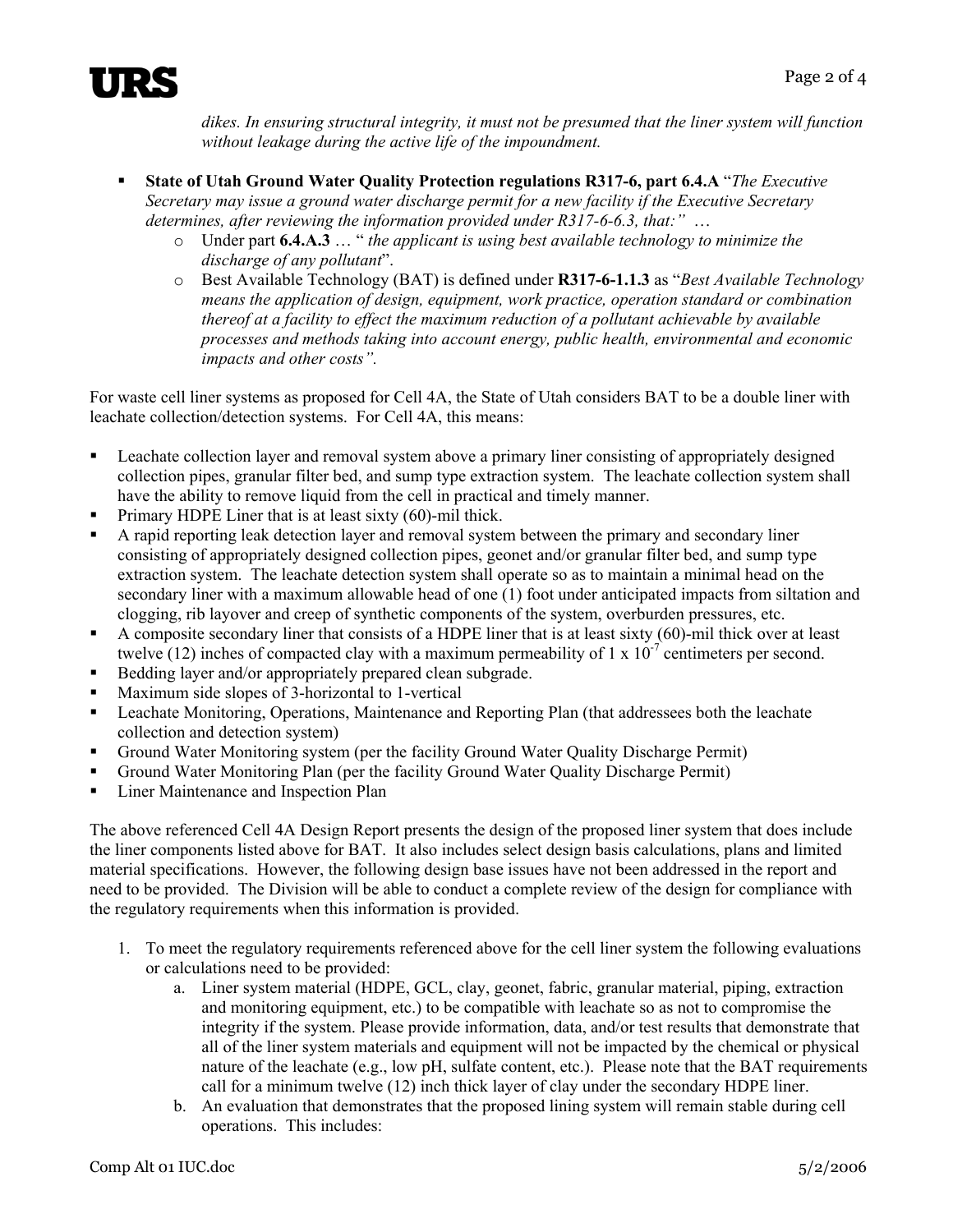*dikes. In ensuring structural integrity, it must not be presumed that the liner system will function without leakage during the active life of the impoundment.*

- **State of Utah Ground Water Quality Protection regulations R317-6, part 6.4.A** "*The Executive Secretary may issue a ground water discharge permit for a new facility if the Executive Secretary determines, after reviewing the information provided under R317-6-6.3, that:*" …
  - Under part **6.4.A.3** … " *the applicant is using best available technology to minimize the discharge of any pollutant*".
  - Best Available Technology (BAT) is defined under **R317-6-1.1.3** as "*Best Available Technology means the application of design, equipment, work practice, operation standard or combination thereof at a facility to effect the maximum reduction of a pollutant achievable by available processes and methods taking into account energy, public health, environmental and economic impacts and other costs".*

For waste cell liner systems as proposed for Cell 4A, the State of Utah considers BAT to be a double liner with leachate collection/detection systems. For Cell 4A, this means:

- Leachate collection layer and removal system above a primary liner consisting of appropriately designed collection pipes, granular filter bed, and sump type extraction system. The leachate collection system shall have the ability to remove liquid from the cell in practical and timely manner.
- Primary HDPE Liner that is at least sixty (60)-mil thick.
- A rapid reporting leak detection layer and removal system between the primary and secondary liner consisting of appropriately designed collection pipes, geonet and/or granular filter bed, and sump type extraction system. The leachate detection system shall operate so as to maintain a minimal head on the secondary liner with a maximum allowable head of one (1) foot under anticipated impacts from siltation and clogging, rib layover and creep of synthetic components of the system, overburden pressures, etc.
- A composite secondary liner that consists of a HDPE liner that is at least sixty (60)-mil thick over at least twelve (12) inches of compacted clay with a maximum permeability of $1 \times 10^{-7}$ centimeters per second.
- Bedding layer and/or appropriately prepared clean subgrade.
- Maximum side slopes of 3-horizontal to 1-vertical
- Leachate Monitoring, Operations, Maintenance and Reporting Plan (that addressees both the leachate collection and detection system)
- Ground Water Monitoring system (per the facility Ground Water Quality Discharge Permit)
- Ground Water Monitoring Plan (per the facility Ground Water Quality Discharge Permit)
- Liner Maintenance and Inspection Plan

The above referenced Cell 4A Design Report presents the design of the proposed liner system that does include the liner components listed above for BAT. It also includes select design basis calculations, plans and limited material specifications. However, the following design base issues have not been addressed in the report and need to be provided. The Division will be able to conduct a complete review of the design for compliance with the regulatory requirements when this information is provided.

1. To meet the regulatory requirements referenced above for the cell liner system the following evaluations or calculations need to be provided:
   a. Liner system material (HDPE, GCL, clay, geonet, fabric, granular material, piping, extraction and monitoring equipment, etc.) to be compatible with leachate so as not to compromise the integrity if the system. Please provide information, data, and/or test results that demonstrate that all of the liner system materials and equipment will not be impacted by the chemical or physical nature of the leachate (e.g., low pH, sulfate content, etc.). Please note that the BAT requirements call for a minimum twelve (12) inch thick layer of clay under the secondary HDPE liner.
   b. An evaluation that demonstrates that the proposed lining system will remain stable during cell operations. This includes: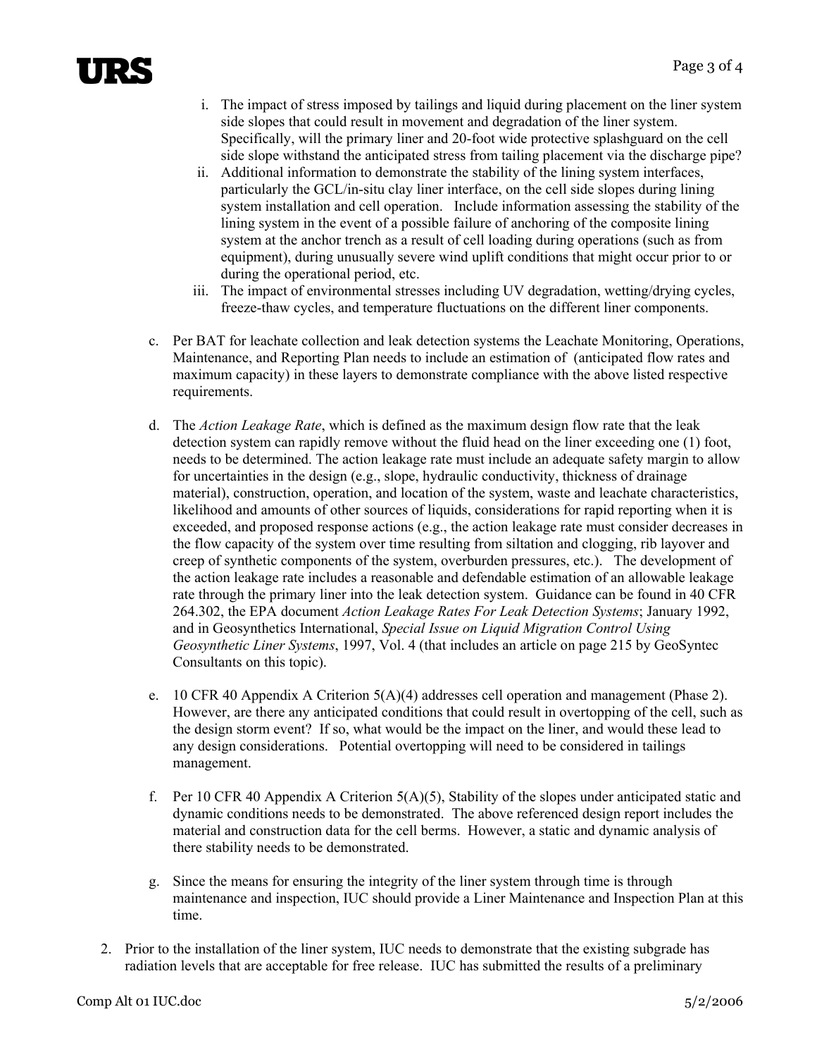i. The impact of stress imposed by tailings and liquid during placement on the liner system side slopes that could result in movement and degradation of the liner system. Specifically, will the primary liner and 20-foot wide protective splashguard on the cell side slope withstand the anticipated stress from tailing placement via the discharge pipe?

ii. Additional information to demonstrate the stability of the lining system interfaces, particularly the GCL/in-situ clay liner interface, on the cell side slopes during lining system installation and cell operation. Include information assessing the stability of the lining system in the event of a possible failure of anchoring of the composite lining system at the anchor trench as a result of cell loading during operations (such as from equipment), during unusually severe wind uplift conditions that might occur prior to or during the operational period, etc.

iii. The impact of environmental stresses including UV degradation, wetting/drying cycles, freeze-thaw cycles, and temperature fluctuations on the different liner components.

c. Per BAT for leachate collection and leak detection systems the Leachate Monitoring, Operations, Maintenance, and Reporting Plan needs to include an estimation of (anticipated flow rates and maximum capacity) in these layers to demonstrate compliance with the above listed respective requirements.

d. The *Action Leakage Rate*, which is defined as the maximum design flow rate that the leak detection system can rapidly remove without the fluid head on the liner exceeding one (1) foot, needs to be determined. The action leakage rate must include an adequate safety margin to allow for uncertainties in the design (e.g., slope, hydraulic conductivity, thickness of drainage material), construction, operation, and location of the system, waste and leachate characteristics, likelihood and amounts of other sources of liquids, considerations for rapid reporting when it is exceeded, and proposed response actions (e.g., the action leakage rate must consider decreases in the flow capacity of the system over time resulting from siltation and clogging, rib layover and creep of synthetic components of the system, overburden pressures, etc.). The development of the action leakage rate includes a reasonable and defendable estimation of an allowable leakage rate through the primary liner into the leak detection system. Guidance can be found in 40 CFR 264.302, the EPA document *Action Leakage Rates For Leak Detection Systems*; January 1992, and in Geosynthetics International, *Special Issue on Liquid Migration Control Using Geosynthetic Liner Systems*, 1997, Vol. 4 (that includes an article on page 215 by GeoSyntec Consultants on this topic).

e. 10 CFR 40 Appendix A Criterion 5(A)(4) addresses cell operation and management (Phase 2). However, are there any anticipated conditions that could result in overtopping of the cell, such as the design storm event? If so, what would be the impact on the liner, and would these lead to any design considerations. Potential overtopping will need to be considered in tailings management.

f. Per 10 CFR 40 Appendix A Criterion 5(A)(5), Stability of the slopes under anticipated static and dynamic conditions needs to be demonstrated. The above referenced design report includes the material and construction data for the cell berms. However, a static and dynamic analysis of there stability needs to be demonstrated.

g. Since the means for ensuring the integrity of the liner system through time is through maintenance and inspection, IUC should provide a Liner Maintenance and Inspection Plan at this time.

2. Prior to the installation of the liner system, IUC needs to demonstrate that the existing subgrade has radiation levels that are acceptable for free release. IUC has submitted the results of a preliminary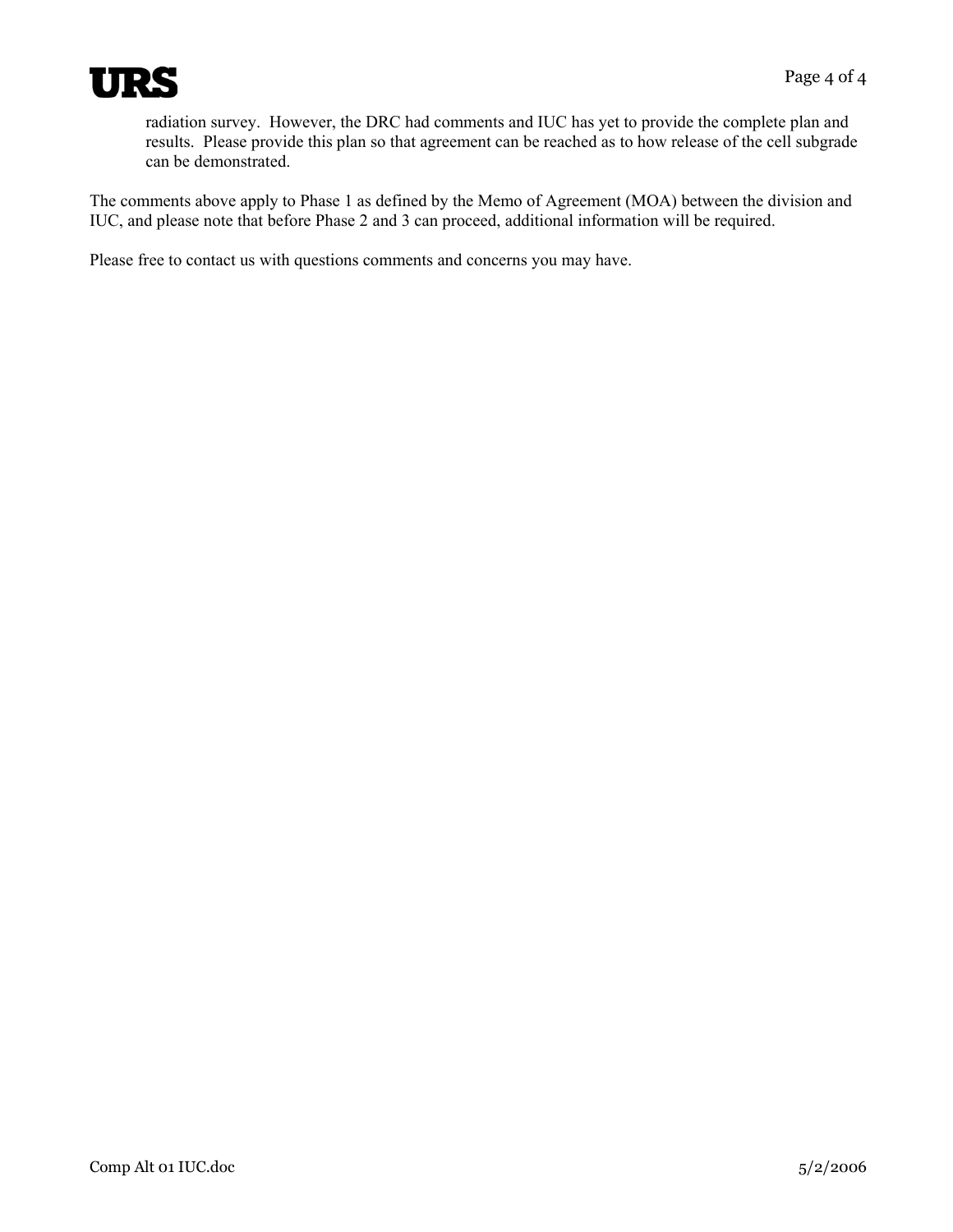radiation survey. However, the DRC had comments and IUC has yet to provide the complete plan and results. Please provide this plan so that agreement can be reached as to how release of the cell subgrade can be demonstrated.

The comments above apply to Phase 1 as defined by the Memo of Agreement (MOA) between the division and IUC, and please note that before Phase 2 and 3 can proceed, additional information will be required.

Please free to contact us with questions comments and concerns you may have.